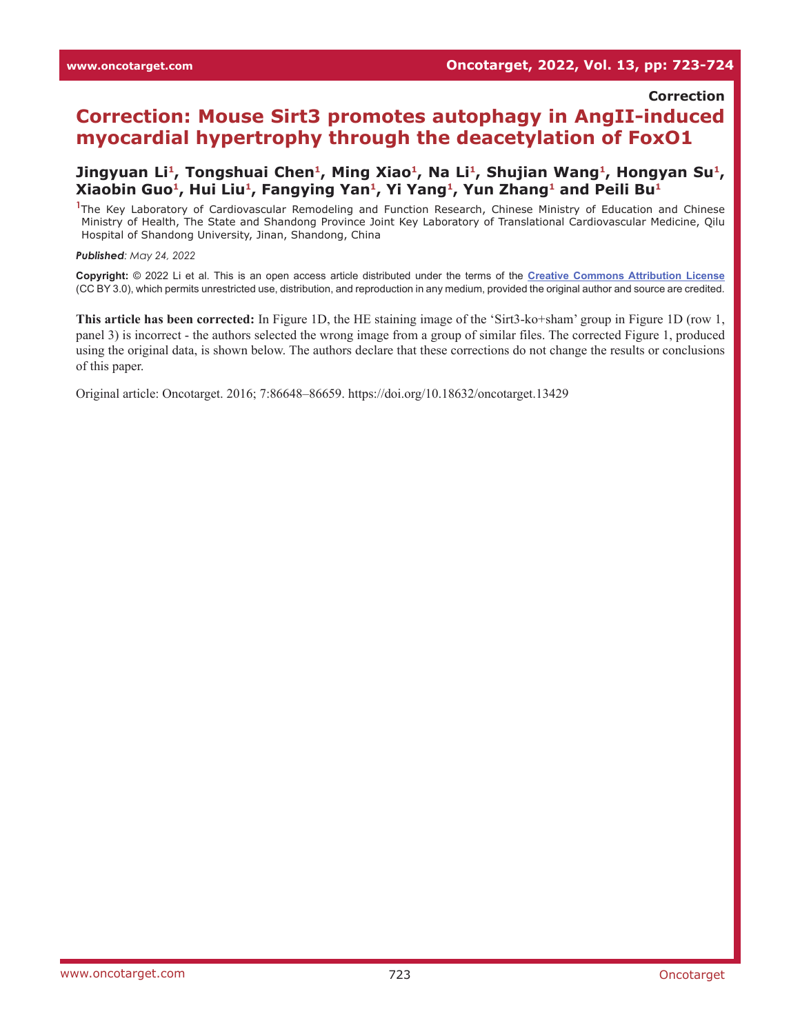**Correction**

# Correction: Mouse Sirt3 promotes autophagy in AngII-induced myocardial hypertrophy through the deacetylation of FoxO1

**Jingyuan Li[1], Tongshuai Chen[1], Ming Xiao[1], Na Li[1], Shujian Wang[1], Hongyan Su[1], Xiaobin Guo[1], Hui Liu[1], Fangying Yan[1], Yi Yang[1], Yun Zhang[1] and Peili Bu[1]**

[1]The Key Laboratory of Cardiovascular Remodeling and Function Research, Chinese Ministry of Education and Chinese Ministry of Health, The State and Shandong Province Joint Key Laboratory of Translational Cardiovascular Medicine, Qilu Hospital of Shandong University, Jinan, Shandong, China

***Published**: May 24, 2022*

**Copyright:** © 2022 Li et al. This is an open access article distributed under the terms of the Creative Commons Attribution License (CC BY 3.0), which permits unrestricted use, distribution, and reproduction in any medium, provided the original author and source are credited.

**This article has been corrected:** In Figure 1D, the HE staining image of the 'Sirt3-ko+sham' group in Figure 1D (row 1, panel 3) is incorrect - the authors selected the wrong image from a group of similar files. The corrected Figure 1, produced using the original data, is shown below. The authors declare that these corrections do not change the results or conclusions of this paper.

Original article: Oncotarget. 2016; 7:86648–86659. https://doi.org/10.18632/oncotarget.13429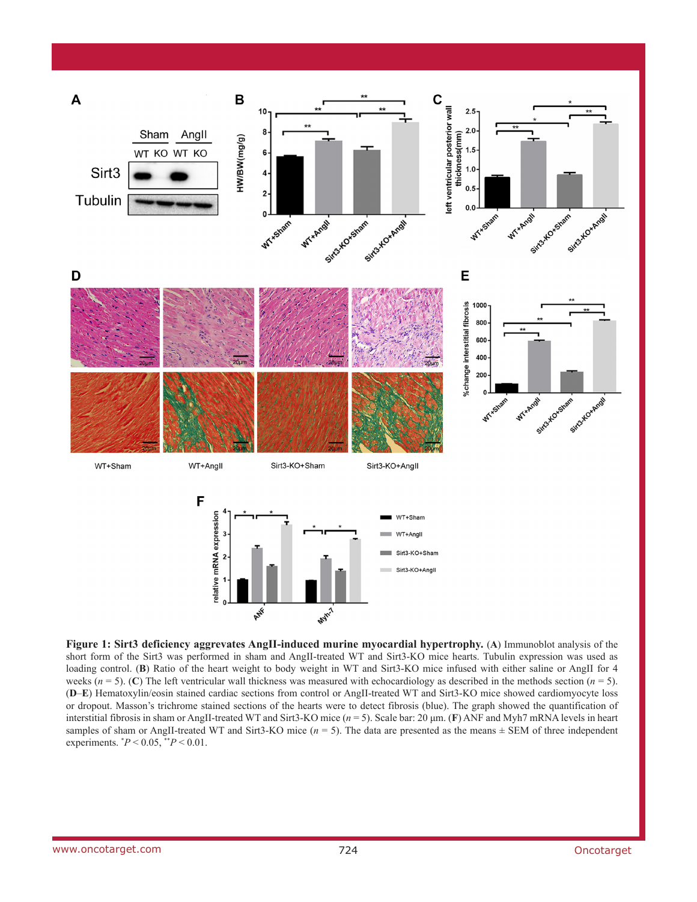A

Sham AngII

WT KO WT KO

Sirt3

Tubulin

B

HW/BW(mg/g)

0
2
4
6
8
10

**
**
**
**

WT+Sham
WT+AngII
Sirt3-KO+Sham
Sirt3-KO+AngII

C

left ventricular posterior wall thickness(mm)

0.0
0.5
1.0
1.5
2.0
2.5

**
*
**
*

WT+Sham
WT+AngII
Sirt3-KO+Sham
Sirt3-KO+AngII

D

20μm

WT+Sham
WT+AngII
Sirt3-KO+Sham
Sirt3-KO+AngII

E

%change interstitial fibrosis

0
200
400
600
800
1000

**
**
**
**

WT+Sham
WT+AngII
Sirt3-KO+Sham
Sirt3-KO+AngII

F

relative mRNA expression

0
1
2
3
4

*
*
*
*

ANF
Myh-7

WT+Sham
WT+AngII
Sirt3-KO+Sham
Sirt3-KO+AngII

**Figure 1: Sirt3 deficiency aggravates AngII-induced murine myocardial hypertrophy.** (**A**) Immunoblot analysis of the short form of the Sirt3 was performed in sham and AngII-treated WT and Sirt3-KO mice hearts. Tubulin expression was used as loading control. (**B**) Ratio of the heart weight to body weight in WT and Sirt3-KO mice infused with either saline or AngII for 4 weeks ($n = 5$). (**C**) The left ventricular wall thickness was measured with echocardiology as described in the methods section ($n = 5$). (**D**–**E**) Hematoxylin/eosin stained cardiac sections from control or AngII-treated WT and Sirt3-KO mice showed cardiomyocyte loss or dropout. Masson's trichrome stained sections of the hearts were to detect fibrosis (blue). The graph showed the quantification of interstitial fibrosis in sham or AngII-treated WT and Sirt3-KO mice ($n = 5$). Scale bar: 20 μm. (**F**) ANF and Myh7 mRNA levels in heart samples of sham or AngII-treated WT and Sirt3-KO mice ($n = 5$). The data are presented as the means ± SEM of three independent experiments. $^{*}P < 0.05$, $^{**}P < 0.01$.